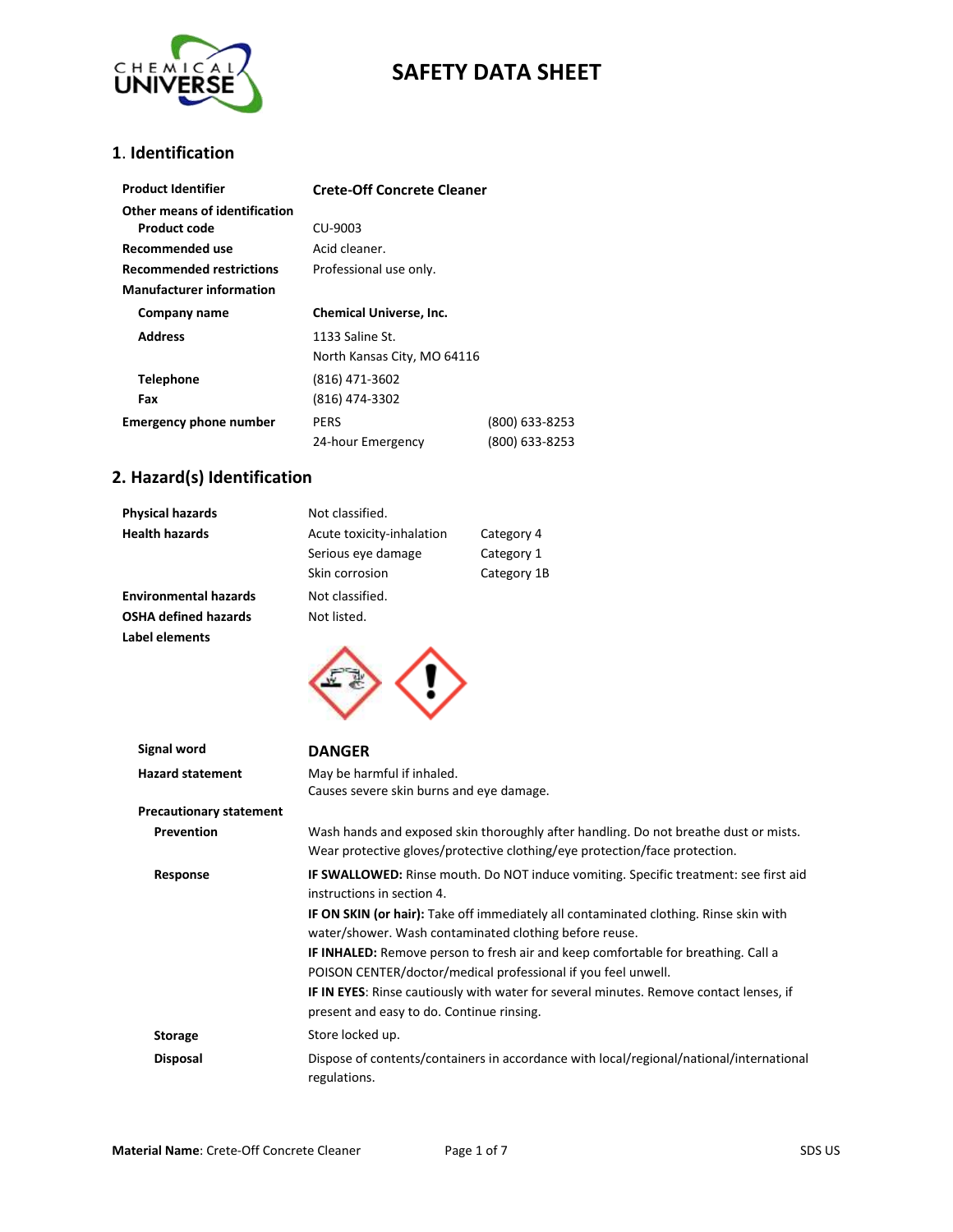# SAFETY DATA SHEET

## 1. Identification

| | | |
|---|---|---|
| **Product Identifier** | **Crete-Off Concrete Cleaner** | |
| **Other means of identification** | | |
| **Product code** | CU-9003 | |
| **Recommended use** | Acid cleaner. | |
| **Recommended restrictions** | Professional use only. | |
| **Manufacturer information** | | |
| **Company name** | **Chemical Universe, Inc.** | |
| **Address** | 1133 Saline St. North Kansas City, MO 64116 | |
| **Telephone** | (816) 471-3602 | |
| **Fax** | (816) 474-3302 | |
| **Emergency phone number** | PERS | (800) 633-8253 |
| | 24-hour Emergency | (800) 633-8253 |

## 2. Hazard(s) Identification

| | | |
|---|---|---|
| **Physical hazards** | Not classified. | |
| **Health hazards** | Acute toxicity-inhalation | Category 4 |
| | Serious eye damage | Category 1 |
| | Skin corrosion | Category 1B |
| **Environmental hazards** | Not classified. | |
| **OSHA defined hazards** | Not listed. | |
| **Label elements** | | |

**Signal word** **DANGER**

**Hazard statement**
May be harmful if inhaled.
Causes severe skin burns and eye damage.

**Precautionary statement**

**Prevention**
Wash hands and exposed skin thoroughly after handling. Do not breathe dust or mists. Wear protective gloves/protective clothing/eye protection/face protection.

**Response**
**IF SWALLOWED:** Rinse mouth. Do NOT induce vomiting. Specific treatment: see first aid instructions in section 4.
**IF ON SKIN (or hair):** Take off immediately all contaminated clothing. Rinse skin with water/shower. Wash contaminated clothing before reuse.
**IF INHALED:** Remove person to fresh air and keep comfortable for breathing. Call a POISON CENTER/doctor/medical professional if you feel unwell.
**IF IN EYES**: Rinse cautiously with water for several minutes. Remove contact lenses, if present and easy to do. Continue rinsing.

**Storage**
Store locked up.

**Disposal**
Dispose of contents/containers in accordance with local/regional/national/international regulations.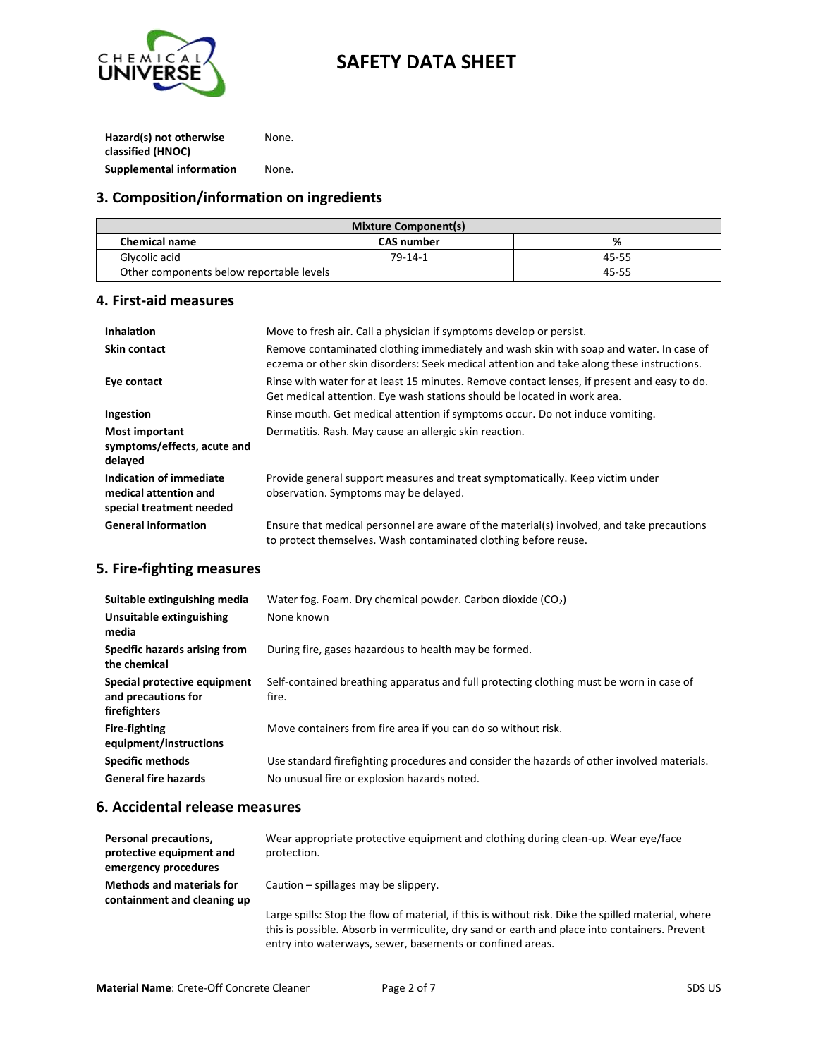| | |
|---|---|
| **Hazard(s) not otherwise classified (HNOC)** | None. |
| **Supplemental information** | None. |

## 3. Composition/information on ingredients

| Mixture Component(s) | | |
|---|---|---|
| **Chemical name** | **CAS number** | **%** |
| Glycolic acid | 79-14-1 | 45-55 |
| Other components below reportable levels | | 45-55 |

## 4. First-aid measures

| | |
|---|---|
| **Inhalation** | Move to fresh air. Call a physician if symptoms develop or persist. |
| **Skin contact** | Remove contaminated clothing immediately and wash skin with soap and water. In case of eczema or other skin disorders: Seek medical attention and take along these instructions. |
| **Eye contact** | Rinse with water for at least 15 minutes. Remove contact lenses, if present and easy to do. Get medical attention. Eye wash stations should be located in work area. |
| **Ingestion** | Rinse mouth. Get medical attention if symptoms occur. Do not induce vomiting. |
| **Most important symptoms/effects, acute and delayed** | Dermatitis. Rash. May cause an allergic skin reaction. |
| **Indication of immediate medical attention and special treatment needed** | Provide general support measures and treat symptomatically. Keep victim under observation. Symptoms may be delayed. |
| **General information** | Ensure that medical personnel are aware of the material(s) involved, and take precautions to protect themselves. Wash contaminated clothing before reuse. |

## 5. Fire-fighting measures

| | |
|---|---|
| **Suitable extinguishing media** | Water fog. Foam. Dry chemical powder. Carbon dioxide ($CO_2$) |
| **Unsuitable extinguishing media** | None known |
| **Specific hazards arising from the chemical** | During fire, gases hazardous to health may be formed. |
| **Special protective equipment and precautions for firefighters** | Self-contained breathing apparatus and full protecting clothing must be worn in case of fire. |
| **Fire-fighting equipment/instructions** | Move containers from fire area if you can do so without risk. |
| **Specific methods** | Use standard firefighting procedures and consider the hazards of other involved materials. |
| **General fire hazards** | No unusual fire or explosion hazards noted. |

## 6. Accidental release measures

| | |
|---|---|
| **Personal precautions, protective equipment and emergency procedures** | Wear appropriate protective equipment and clothing during clean-up. Wear eye/face protection. |
| **Methods and materials for containment and cleaning up** | Caution – spillages may be slippery.<br><br>Large spills: Stop the flow of material, if this is without risk. Dike the spilled material, where this is possible. Absorb in vermiculite, dry sand or earth and place into containers. Prevent entry into waterways, sewer, basements or confined areas. |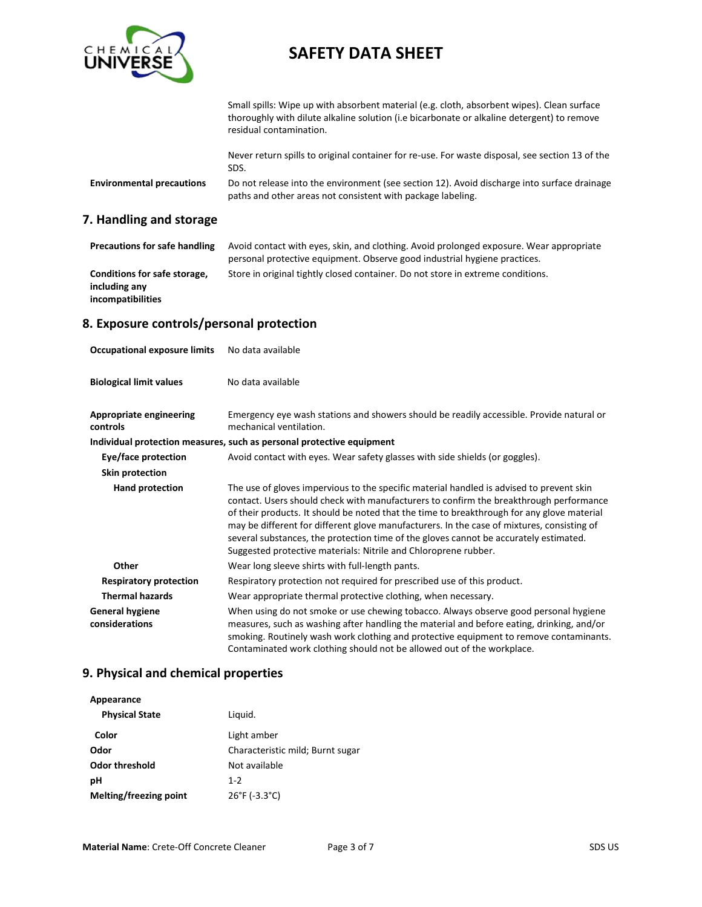| | |
|---|---|
| | Small spills: Wipe up with absorbent material (e.g. cloth, absorbent wipes). Clean surface thoroughly with dilute alkaline solution (i.e bicarbonate or alkaline detergent) to remove residual contamination. |
| | Never return spills to original container for re-use. For waste disposal, see section 13 of the SDS. |
| **Environmental precautions** | Do not release into the environment (see section 12). Avoid discharge into surface drainage paths and other areas not consistent with package labeling. |

## 7. Handling and storage

| | |
|---|---|
| **Precautions for safe handling** | Avoid contact with eyes, skin, and clothing. Avoid prolonged exposure. Wear appropriate personal protective equipment. Observe good industrial hygiene practices. |
| **Conditions for safe storage, including any incompatibilities** | Store in original tightly closed container. Do not store in extreme conditions. |

## 8. Exposure controls/personal protection

| | |
|---|---|
| **Occupational exposure limits** | No data available |
| **Biological limit values** | No data available |
| **Appropriate engineering controls** | Emergency eye wash stations and showers should be readily accessible. Provide natural or mechanical ventilation. |

**Individual protection measures, such as personal protective equipment**

| | |
|---|---|
| **Eye/face protection** | Avoid contact with eyes. Wear safety glasses with side shields (or goggles). |
| **Skin protection** | |
| **Hand protection** | The use of gloves impervious to the specific material handled is advised to prevent skin contact. Users should check with manufacturers to confirm the breakthrough performance of their products. It should be noted that the time to breakthrough for any glove material may be different for different glove manufacturers. In the case of mixtures, consisting of several substances, the protection time of the gloves cannot be accurately estimated. Suggested protective materials: Nitrile and Chloroprene rubber. |
| **Other** | Wear long sleeve shirts with full-length pants. |
| **Respiratory protection** | Respiratory protection not required for prescribed use of this product. |
| **Thermal hazards** | Wear appropriate thermal protective clothing, when necessary. |
| **General hygiene considerations** | When using do not smoke or use chewing tobacco. Always observe good personal hygiene measures, such as washing after handling the material and before eating, drinking, and/or smoking. Routinely wash work clothing and protective equipment to remove contaminants. Contaminated work clothing should not be allowed out of the workplace. |

## 9. Physical and chemical properties

| | |
|---|---|
| **Appearance** | |
| **Physical State** | Liquid. |
| **Color** | Light amber |
| **Odor** | Characteristic mild; Burnt sugar |
| **Odor threshold** | Not available |
| **pH** | 1-2 |
| **Melting/freezing point** | 26°F (-3.3°C) |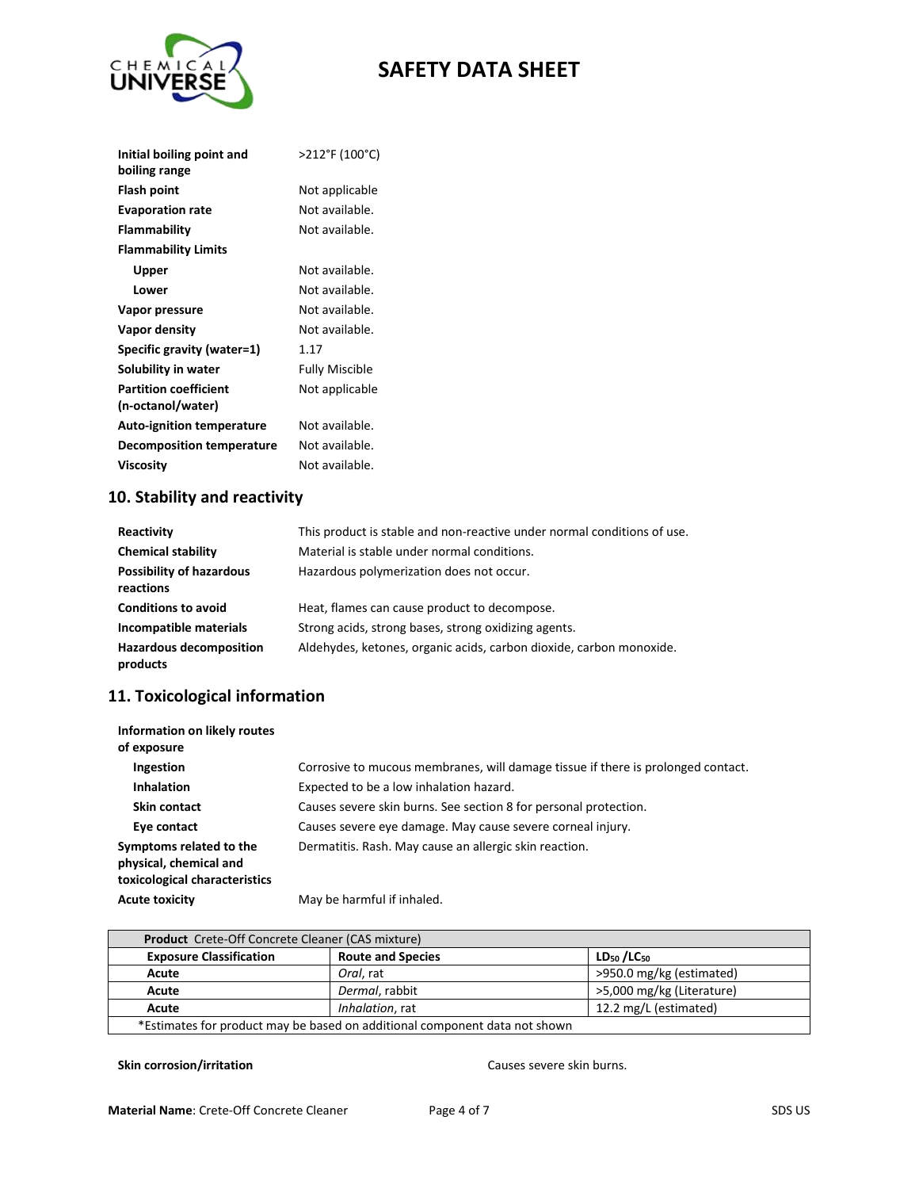| | |
|---|---|
| **Initial boiling point and boiling range** | >212°F (100°C) |
| **Flash point** | Not applicable |
| **Evaporation rate** | Not available. |
| **Flammability** | Not available. |
| **Flammability Limits** | |
| **Upper** | Not available. |
| **Lower** | Not available. |
| **Vapor pressure** | Not available. |
| **Vapor density** | Not available. |
| **Specific gravity (water=1)** | 1.17 |
| **Solubility in water** | Fully Miscible |
| **Partition coefficient (n-octanol/water)** | Not applicable |
| **Auto-ignition temperature** | Not available. |
| **Decomposition temperature** | Not available. |
| **Viscosity** | Not available. |

## 10. Stability and reactivity

| | |
|---|---|
| **Reactivity** | This product is stable and non-reactive under normal conditions of use. |
| **Chemical stability** | Material is stable under normal conditions. |
| **Possibility of hazardous reactions** | Hazardous polymerization does not occur. |
| **Conditions to avoid** | Heat, flames can cause product to decompose. |
| **Incompatible materials** | Strong acids, strong bases, strong oxidizing agents. |
| **Hazardous decomposition products** | Aldehydes, ketones, organic acids, carbon dioxide, carbon monoxide. |

## 11. Toxicological information

| | |
|---|---|
| **Information on likely routes of exposure** | |
| **Ingestion** | Corrosive to mucous membranes, will damage tissue if there is prolonged contact. |
| **Inhalation** | Expected to be a low inhalation hazard. |
| **Skin contact** | Causes severe skin burns. See section 8 for personal protection. |
| **Eye contact** | Causes severe eye damage. May cause severe corneal injury. |
| **Symptoms related to the physical, chemical and toxicological characteristics** | Dermatitis. Rash. May cause an allergic skin reaction. |
| **Acute toxicity** | May be harmful if inhaled. |

| **Product** Crete-Off Concrete Cleaner (CAS mixture) | | |
|---|---|---|
| **Exposure Classification** | **Route and Species** | **$LD_{50}$ / $LC_{50}$** |
| **Acute** | *Oral*, rat | >950.0 mg/kg (estimated) |
| **Acute** | *Dermal*, rabbit | >5,000 mg/kg (Literature) |
| **Acute** | *Inhalation*, rat | 12.2 mg/L (estimated) |
| *Estimates for product may be based on additional component data not shown | | |

| | |
|---|---|
| **Skin corrosion/irritation** | Causes severe skin burns. |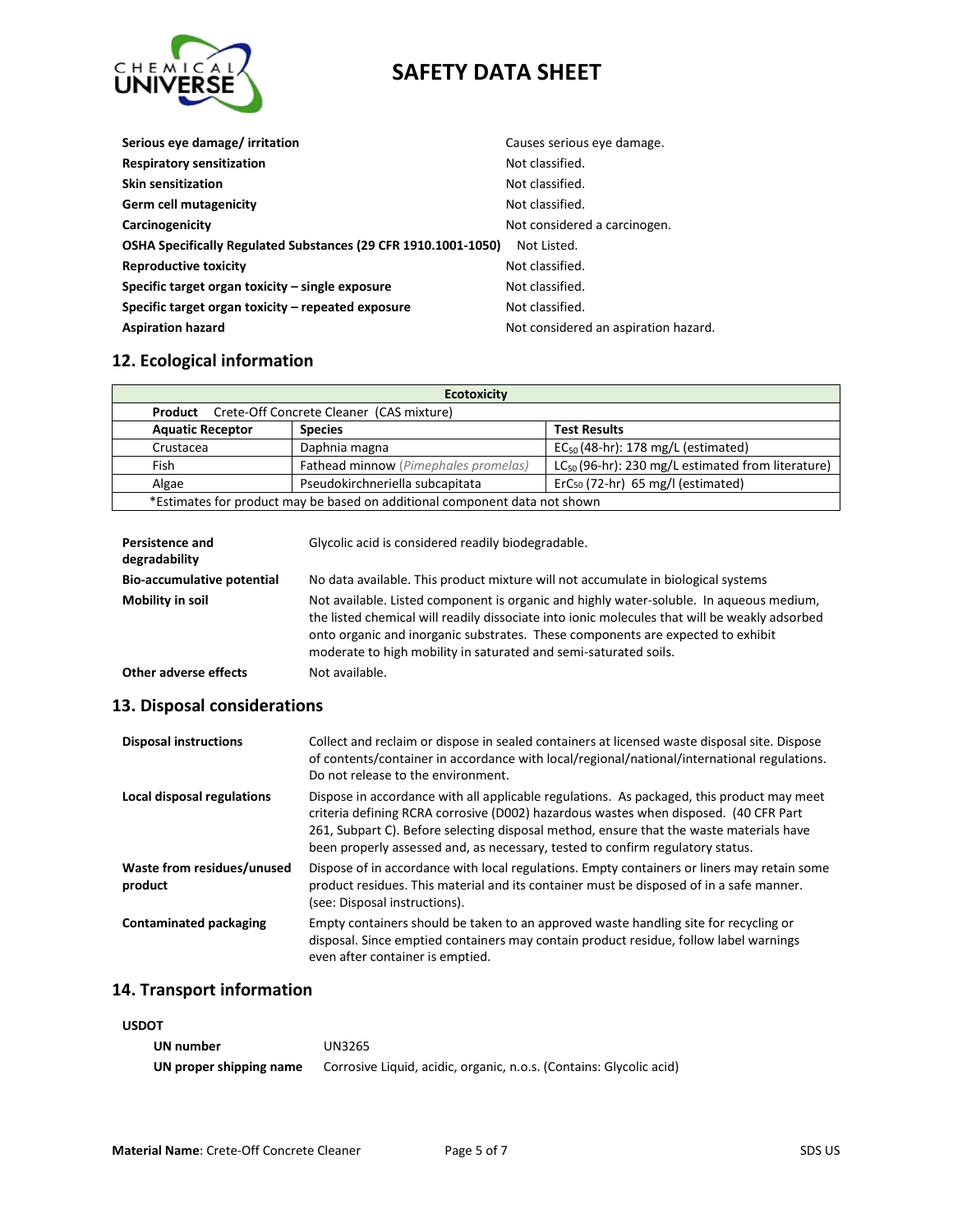| | |
|---|---|
| **Serious eye damage/ irritation** | Causes serious eye damage. |
| **Respiratory sensitization** | Not classified. |
| **Skin sensitization** | Not classified. |
| **Germ cell mutagenicity** | Not classified. |
| **Carcinogenicity** | Not considered a carcinogen. |
| **OSHA Specifically Regulated Substances (29 CFR 1910.1001-1050)** | Not Listed. |
| **Reproductive toxicity** | Not classified. |
| **Specific target organ toxicity – single exposure** | Not classified. |
| **Specific target organ toxicity – repeated exposure** | Not classified. |
| **Aspiration hazard** | Not considered an aspiration hazard. |

## 12. Ecological information

| **Ecotoxicity** | | |
|---|---|---|
| **Product** Crete-Off Concrete Cleaner (CAS mixture) | | |
| **Aquatic Receptor** | **Species** | **Test Results** |
| Crustacea | Daphnia magna | $EC_{50}$ (48-hr): 178 mg/L (estimated) |
| Fish | Fathead minnow *(Pimephales promelas)* | $LC_{50}$ (96-hr): 230 mg/L estimated from literature) |
| Algae | Pseudokirchneriella subcapitata | $ErC_{50}$ (72-hr) 65 mg/l (estimated) |
| *Estimates for product may be based on additional component data not shown | | |

| | |
|---|---|
| **Persistence and degradability** | Glycolic acid is considered readily biodegradable. |
| **Bio-accumulative potential** | No data available. This product mixture will not accumulate in biological systems |
| **Mobility in soil** | Not available. Listed component is organic and highly water-soluble. In aqueous medium, the listed chemical will readily dissociate into ionic molecules that will be weakly adsorbed onto organic and inorganic substrates. These components are expected to exhibit moderate to high mobility in saturated and semi-saturated soils. |
| **Other adverse effects** | Not available. |

## 13. Disposal considerations

| | |
|---|---|
| **Disposal instructions** | Collect and reclaim or dispose in sealed containers at licensed waste disposal site. Dispose of contents/container in accordance with local/regional/national/international regulations. Do not release to the environment. |
| **Local disposal regulations** | Dispose in accordance with all applicable regulations. As packaged, this product may meet criteria defining RCRA corrosive (D002) hazardous wastes when disposed. (40 CFR Part 261, Subpart C). Before selecting disposal method, ensure that the waste materials have been properly assessed and, as necessary, tested to confirm regulatory status. |
| **Waste from residues/unused product** | Dispose of in accordance with local regulations. Empty containers or liners may retain some product residues. This material and its container must be disposed of in a safe manner. (see: Disposal instructions). |
| **Contaminated packaging** | Empty containers should be taken to an approved waste handling site for recycling or disposal. Since emptied containers may contain product residue, follow label warnings even after container is emptied. |

## 14. Transport information

**USDOT**

| | |
|---|---|
| **UN number** | UN3265 |
| **UN proper shipping name** | Corrosive Liquid, acidic, organic, n.o.s. (Contains: Glycolic acid) |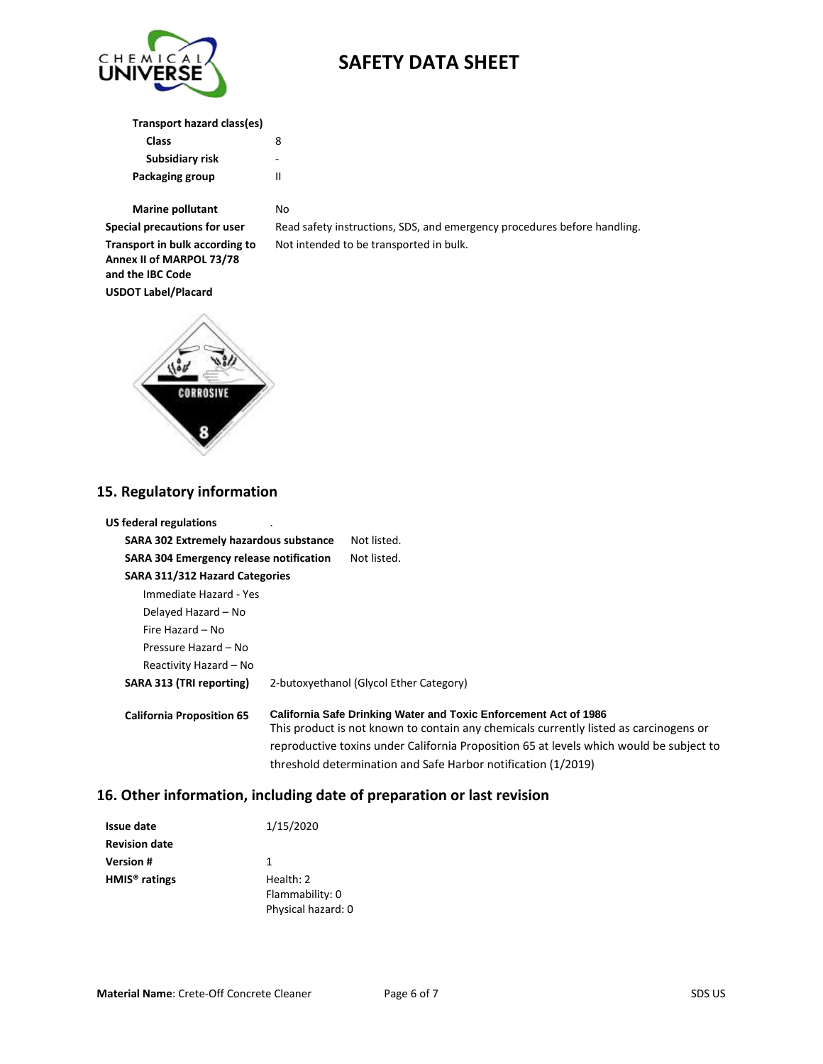**Transport hazard class(es)**

| | |
|---|---|
| **Class** | 8 |
| **Subsidiary risk** | - |
| **Packaging group** | II |
| **Marine pollutant** | No |
| **Special precautions for user** | Read safety instructions, SDS, and emergency procedures before handling. |
| **Transport in bulk according to Annex II of MARPOL 73/78 and the IBC Code** | Not intended to be transported in bulk. |
| **USDOT Label/Placard** | |

## 15. Regulatory information

**US federal regulations** .

| | |
|---|---|
| **SARA 302 Extremely hazardous substance** | Not listed. |
| **SARA 304 Emergency release notification** | Not listed. |

**SARA 311/312 Hazard Categories**

- Immediate Hazard - Yes
- Delayed Hazard – No
- Fire Hazard – No
- Pressure Hazard – No
- Reactivity Hazard – No

**SARA 313 (TRI reporting)** 2-butoxyethanol (Glycol Ether Category)

**California Proposition 65** **California Safe Drinking Water and Toxic Enforcement Act of 1986**
This product is not known to contain any chemicals currently listed as carcinogens or reproductive toxins under California Proposition 65 at levels which would be subject to threshold determination and Safe Harbor notification (1/2019)

## 16. Other information, including date of preparation or last revision

| | |
|---|---|
| **Issue date** | 1/15/2020 |
| **Revision date** | |
| **Version #** | 1 |
| **HMIS® ratings** | Health: 2<br>Flammability: 0<br>Physical hazard: 0 |

**Material Name**: Crete-Off Concrete Cleaner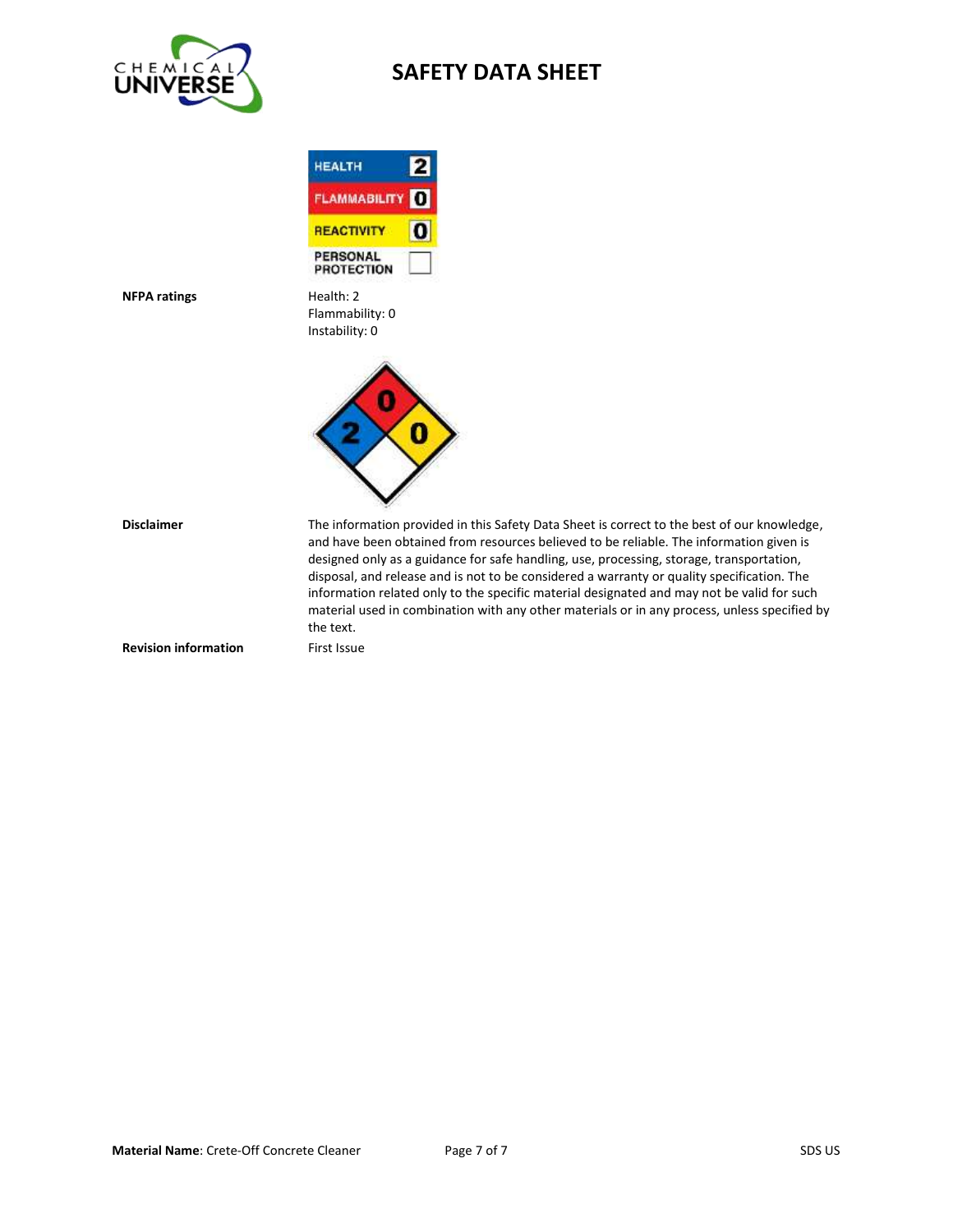HEALTH 2
FLAMMABILITY 0
REACTIVITY 0
PERSONAL PROTECTION

**NFPA ratings**

Health: 2
Flammability: 0
Instability: 0

**Disclaimer**

The information provided in this Safety Data Sheet is correct to the best of our knowledge, and have been obtained from resources believed to be reliable. The information given is designed only as a guidance for safe handling, use, processing, storage, transportation, disposal, and release and is not to be considered a warranty or quality specification. The information related only to the specific material designated and may not be valid for such material used in combination with any other materials or in any process, unless specified by the text.

**Revision information**

First Issue